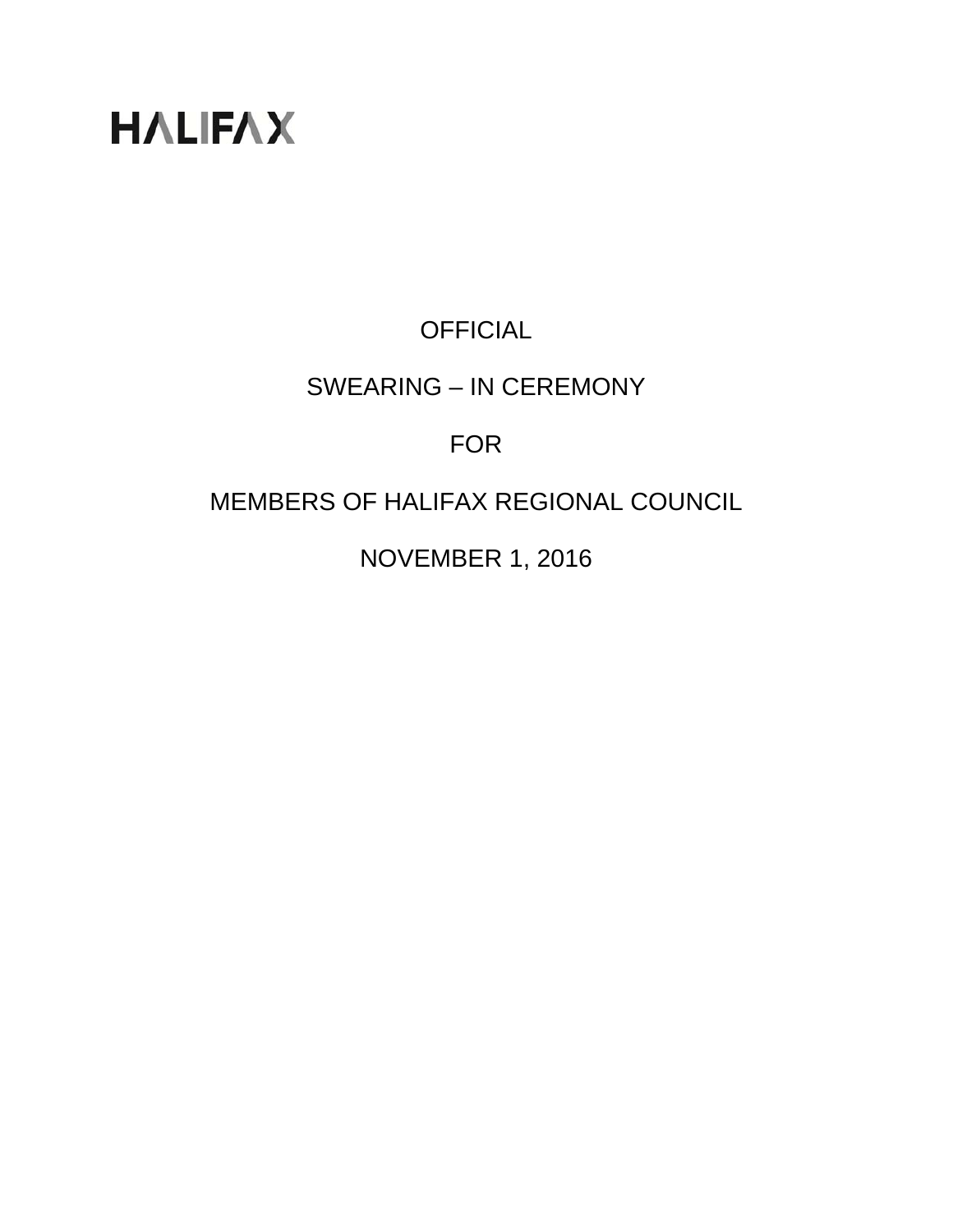HALIFAX

# OFFICIAL

# SWEARING – IN CEREMONY

# FOR

# MEMBERS OF HALIFAX REGIONAL COUNCIL

# NOVEMBER 1, 2016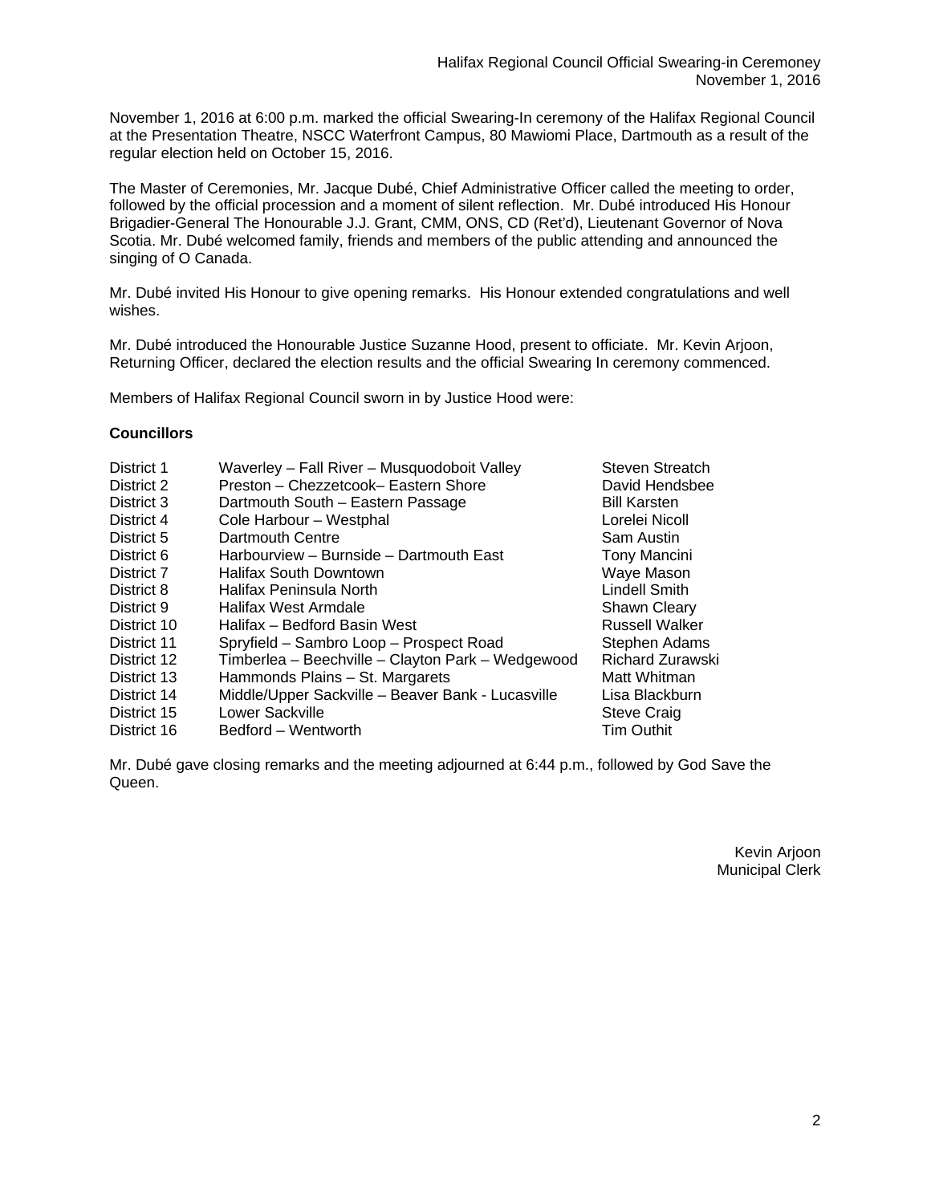November 1, 2016 at 6:00 p.m. marked the official Swearing-In ceremony of the Halifax Regional Council at the Presentation Theatre, NSCC Waterfront Campus, 80 Mawiomi Place, Dartmouth as a result of the regular election held on October 15, 2016.

The Master of Ceremonies, Mr. Jacque Dubé, Chief Administrative Officer called the meeting to order, followed by the official procession and a moment of silent reflection. Mr. Dubé introduced His Honour Brigadier-General The Honourable J.J. Grant, CMM, ONS, CD (Ret'd), Lieutenant Governor of Nova Scotia. Mr. Dubé welcomed family, friends and members of the public attending and announced the singing of O Canada.

Mr. Dubé invited His Honour to give opening remarks. His Honour extended congratulations and well wishes.

Mr. Dubé introduced the Honourable Justice Suzanne Hood, present to officiate. Mr. Kevin Arjoon, Returning Officer, declared the election results and the official Swearing In ceremony commenced.

Members of Halifax Regional Council sworn in by Justice Hood were:

**Councillors**

| | | |
|---|---|---|
| District 1 | Waverley – Fall River – Musquodoboit Valley | Steven Streatch |
| District 2 | Preston – Chezzetcook– Eastern Shore | David Hendsbee |
| District 3 | Dartmouth South – Eastern Passage | Bill Karsten |
| District 4 | Cole Harbour – Westphal | Lorelei Nicoll |
| District 5 | Dartmouth Centre | Sam Austin |
| District 6 | Harbourview – Burnside – Dartmouth East | Tony Mancini |
| District 7 | Halifax South Downtown | Waye Mason |
| District 8 | Halifax Peninsula North | Lindell Smith |
| District 9 | Halifax West Armdale | Shawn Cleary |
| District 10 | Halifax – Bedford Basin West | Russell Walker |
| District 11 | Spryfield – Sambro Loop – Prospect Road | Stephen Adams |
| District 12 | Timberlea – Beechville – Clayton Park – Wedgewood | Richard Zurawski |
| District 13 | Hammonds Plains – St. Margarets | Matt Whitman |
| District 14 | Middle/Upper Sackville – Beaver Bank - Lucasville | Lisa Blackburn |
| District 15 | Lower Sackville | Steve Craig |
| District 16 | Bedford – Wentworth | Tim Outhit |

Mr. Dubé gave closing remarks and the meeting adjourned at 6:44 p.m., followed by God Save the Queen.

Kevin Arjoon
Municipal Clerk